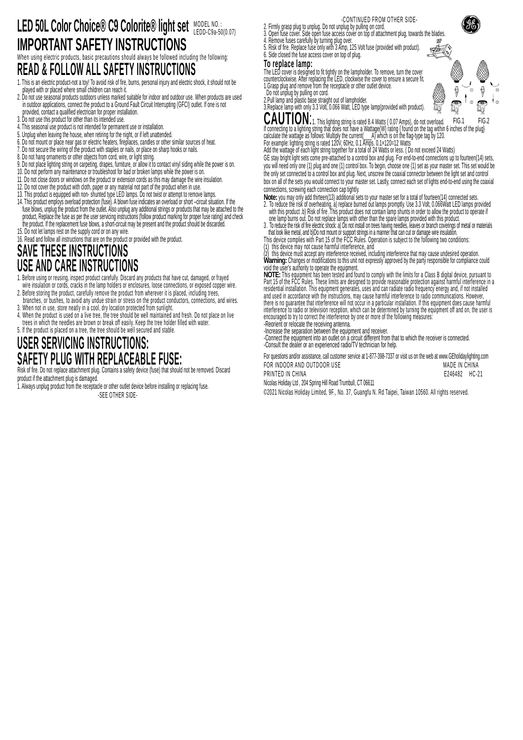# LED 50L Color Choice® C9 Colorite® light set

MODEL NO.: LEDD-C9a-50(0.07)

# IMPORTANT SAFETY INSTRUCTIONS

When using electric products, basic precautions should always be followed including the following:

## READ & FOLLOW ALL SAFETY INSTRUCTIONS

1. This is an electric product-not a toy! To avoid risk of fire, burns, personal injury and electric shock, it should not be played with or placed where small children can reach it.
2. Do not use seasonal products outdoors unless marked suitable for indoor and outdoor use. When products are used in outdoor applications, connect the product to a Ground Fault Circuit Interrupting (GFCI) outlet. If one is not provided, contact a qualified electrician for proper installation.
3. Do not use this product for other than its intended use.
4. This seasonal use product is not intended for permanent use or installation.
5. Unplug when leaving the house, when retiring for the night, or if left unattended.
6. Do not mount or place near gas or electric heaters, fireplaces, candles or other similar sources of heat.
7. Do not secure the wiring of the product with staples or nails, or place on sharp hooks or nails.
8. Do not hang ornaments or other objects from cord, wire, or light string.
9. Do not place lighting string on carpeting, drapes, furniture, or allow it to contact vinyl siding while the power is on.
10. Do not perform any maintenance or troubleshoot for bad or broken lamps while the power is on.
11. Do not close doors or windows on the product or extension cords as this may damage the wire insulation.
12. Do not cover the product with cloth, paper or any material not part of the product when in use.
13. This product is equipped with non- shunted type LED lamps. Do not twist or attempt to remove lamps.
14. This product employs overload protection (fuse). A blown fuse indicates an overload or short –circuit situation. If the fuse blows, unplug the product from the outlet. Also unplug any additional strings or products that may be attached to the product, Replace the fuse as per the user servicing instructions (follow product marking for proper fuse rating) and check the product. If the replacement fuse blows, a short-circuit may be present and the product should be discarded.
15. Do not let lamps rest on the supply cord or on any wire.
16. Read and follow all instructions that are on the product or provided with the product.

## SAVE THESE INSTRUCTIONS

## USE AND CARE INSTRUCTIONS

1. Before using or reusing, inspect product carefully. Discard any products that have cut, damaged, or frayed wire insulation or cords, cracks in the lamp holders or enclosures, loose connections, or exposed copper wire.
2. Before storing the product, carefully remove the product from wherever it is placed, including trees, branches, or bushes, to avoid any undue strain or stress on the product conductors, connections, and wires.
3. When not in use, store neatly in a cool, dry location protected from sunlight.
4. When the product is used on a live tree, the tree should be well maintained and fresh. Do not place on live trees in which the needles are brown or break off easily. Keep the tree holder filled with water.
5. If the product is placed on a tree, the tree should be well secured and stable.

## USER SERVICING INSTRUCTIONS:

## SAFETY PLUG WITH REPLACEABLE FUSE:

Risk of fire. Do not replace attachment plug. Contains a safety device (fuse) that should not be removed. Discard product if the attachment plug is damaged.

1. Always unplug product from the receptacle or other outlet device before installing or replacing fuse.

-SEE OTHER SIDE-

-CONTINUED FROM OTHER SIDE-

2. Firmly grasp plug to unplug. Do not unplug by pulling on cord.
3. Open fuse cover. Side open fuse access cover on top of attachment plug, towards the blades.
4. Remove fuses carefully by turning plug over.
5. Risk of fire. Replace fuse only with 3 Amp, 125 Volt fuse (provided with product).
6. Side closed the fuse access cover on top of plug.

### To replace lamp:

The LED cover is designed to fit tightly on the lampholder. To remove, turn the cover counterclockwise. After replacing the LED, clockwise the cover to ensure a secure fit.

1. Grasp plug and remove from the receptacle or other outlet device. Do not unplug by pulling on cord.
2. Pull lamp and plastic base straight out of lampholder.
3. Replace lamp with only 3.3 Volt, 0.066 Watt, LED type lamp(provided with product).

FIG.1 FIG.2

**CAUTION:** 1. This lighting string is rated 8.4 Watts ( 0.07 Amps), do not overload. If connecting to a lighting string that does not have a Wattage(W) rating ( found on the tag within 6 inches of the plug) calculate the wattage as follows: Multiply the current(___A) which is on the flag-type tag by 120.
For example: lighting string is rated 120V, 60Hz, 0.1 Amps. 0.1×120=12 Watts
Add the wattage of each light string together for a total of 24 Watts or less. ( Do not exceed 24 Watts)
GE stay bright light sets come pre-attached to a control box and plug. For end-to-end connections up to fourteen(14) sets, you will need only one (1) plug and one (1) control box. To begin, choose one (1) set as your master set. This set would be the only set connected to a control box and plug. Next, unscrew the coaxial connector between the light set and control box on all of the sets you would connect to your master set. Lastly, connect each set of lights end-to-end using the coaxial connections, screwing each connection cap tightly.

**Note:** you may only add thirteen(13) additional sets to your master set for a total of fourteen(14) connected sets.

2. To reduce the risk of overheating, a) replace burned out lamps promptly. Use 3.3 Volt, 0.066Watt LED lamps provided with this product .b) Risk of fire .This product does not contain lamp shunts in order to allow the product to operate if one lamp burns out. Do not replace lamps with other than the spare lamps provided with this product.
3. To reduce the risk of fire electric shock: a) Do not install on trees having needles, leaves or branch coverings of metal or materials that look like metal, and b)Do not mount or support strings in a manner that can cut or damage wire insulation.

This device complies with Part 15 of the FCC Rules. Operation is subject to the following two conditions:
(1) this device may not cause harmful interference, and
(2) this device must accept any interference received, including interference that may cause undesired operation.

**Warning:** Changes or modifications to this unit not expressly approved by the party responsible for compliance could void the user's authority to operate the equipment.

**NOTE:** This equipment has been tested and found to comply with the limits for a Class B digital device, pursuant to Part 15 of the FCC Rules. These limits are designed to provide reasonable protection against harmful interference in a residential installation. This equipment generates, uses and can radiate radio frequency energy and, if not installed and used in accordance with the instructions, may cause harmful interference to radio communications. However, there is no guarantee that interference will not occur in a particular installation. If this equipment does cause harmful interference to radio or television reception, which can be determined by turning the equipment off and on, the user is encouraged to try to correct the interference by one or more of the following measures:
-Reorient or relocate the receiving antenna.
-Increase the separation between the equipment and receiver.
-Connect the equipment into an outlet on a circuit different from that to which the receiver is connected.
-Consult the dealer or an experienced radio/TV technician for help.

For questions and/or assistance, call customer service at 1-877-398-7337 or visit us on the web at www.GEholidaylighting.com

FOR INDOOR AND OUTDOOR USE MADE IN CHINA
PRINTED IN CHINA E246482 HC-21

Nicolas Holiday Ltd , 204 Spring Hill Road Trumbull, CT 06611

©2021 Nicolas Holiday Limited, 9F., No. 37, Guangfu N. Rd Taipei, Taiwan 10560. All rights reserved.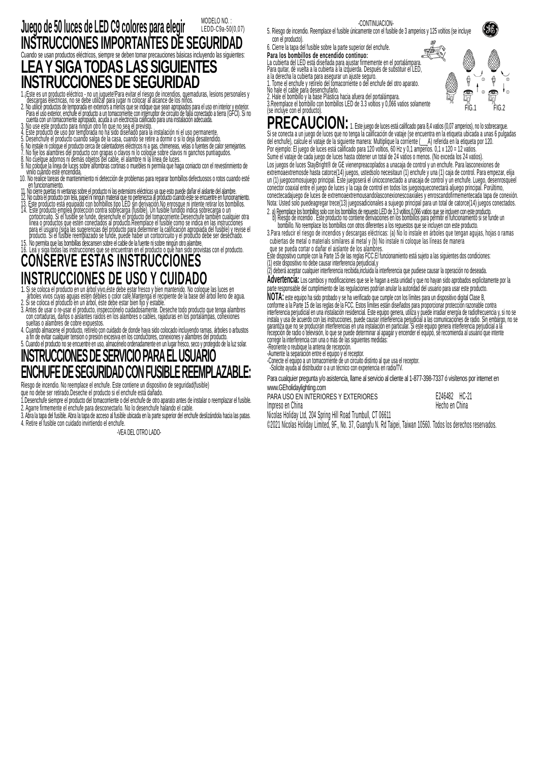# Juego de 50 luces de LED C9 colores para elegir

MODELO NO. : LEDD-C9a-50(0,07)

# INSTRUCCIONES IMPORTANTES DE SEGURIDAD

Cuando se usan productos eléctricos, siempre se deben tomar precauciones básicas incluyendo las siguientes:

# LEA Y SIGA TODAS LAS SIGUIENTES INSTRUCCIONES DE SEGURIDAD

1. ¡Este es un producto eléctrico - no un juguete!Para evitar el riesgo de incendios, quemaduras, lesions personales y descargas eléctricas, no se debe utilizar para jugar ni colocar al alcance de los niños.
2. No utilice productos de temporada en exteriors a menos que se indique que sean apropiados para el uso en interior y exterior. Para el uso exterior, enchufe el producto a un tomacorriente con interruptor de circuito de falla conectado a tierra (GFCI). Si no cuenta con un tomacorriente apropiado, acuda a un electricista calificado para una instalación adecuada.
3. No use este producto para ningún otro fin que no sea el previsto.
4. Este producto de uso por temporada no ha sido diseñado para la instalación ni el uso permanente.
5. Desenchufe el producto cuando salga de la casa, cuando se retire a dormir o si lo deja desatendido.
6. No instale ni coloque el producto cerca de calentadores eléctricos ni a gas, chimeneas, velas o fuentes de calor semejantes.
7. No fije los alambres del producto con grapas o clavos ni lo coloque sobre clavos ni ganchos puntiagudos.
8. No cuelgue adornos ni demás objetos del cable, el alambre ni la línea de luces.
9. No coloque la línea de luces sobre alfombras cortinas o muebles ni permita que haga coniacto con el revestinmiento de vinilo cuando esté encendida.
10. No realice tareas de mantenimiento ni detección de problemas para reparar bombillos defectuosos o rotos cuando esté en funcionamiento.
11. No cierre puertas ni ventanas sobre el producto ni las extensions eléctricas ya que esto puede dañar el aislante del alambre.
12. No cubra el producto con tela, papel ni ningún material que no pertenezca al producto cuando éste se encuentre en funcionamiento.
13. Este producto está equipado con bombillos tipo LED sin derivación.No enrosque ni intente retirar los bombillos.
14. Este producto emplea protección contra sobrecarga (fusible). Un fusible fundido indica sobrecarga o un cortocircuito. Si el fusible se funde, desenchufe el producto del tomacorriente.Desenchufe también cualquier otra línea o productos que estén conectados al producto.Reemplace el fusible como se indica en las instrucciones para el usuario (siga las sugerencias del producto para determiner la calificación apropiada del fusible) y revise el producto. Si el fusible reemplazado se funde, puede haber un cortocircuito y el producto debe ser desechado.
15. No permita que las bombillas descansen sobre el cable de la fuente ni sobre ningún otro alambre.
16. Lea y siga todas las instrucciones que se encuentran en el producto o que han sido provistas con el producto.

# CONSERVE ESTAS INSTRUCCIONES

# INSTRUCCIONES DE USO Y CUIDADO

1. Si se coloca el producto en un árbol vivo,éste debe estar fresco y bien mantenido. No coloque las luces en árboles vivos cuyas agujas estén débiles o color café.Mantenga el recipiente de la base del árbol lleno de agua.
2. Si se coloca el producto en un árbol, éste debe estar bien fijo y estable.
3. Antes de usar o re-usar el producto, inspecciónelo cuidadosamente. Deseche todo producto que tenga alambres con cortaduras, daños o aislantes raídos en los alambres o cables, rajaduras en los portalámpas, conexiones sueltas o alambres de cobre expuestos.
4. Cuando almacene el producto, retírelo con cuidado de donde haya sido colocado incluyendo ramas, árboles o arbustos a fin de evitar cualquier tensión o presión excesiva en los conductores, conexiones y alambres del producto.
5. Cuando el producto no se encuentre en uso, almacénelo ordenadamente en un lugar fresco, seco y protegido de la luz solar.

# INSTRUCCIONES DE SERVICIO PARA EL USUARIO

# ENCHUFE DE SEGURIDAD CON FUSIBLE REEMPLAZABLE:

Riesgo de incendio. No reemplace el enchufe. Este contiene un dispositivo de seguridad(fusible) que no debe ser retirado.Deseche el producto si el enchufe está dañado.

1. Desenchufe siempre el producto del tomacorriente o del enchufe de otro aparato antes de instalar o reemplazar el fusible.
2. Agarre firmemente el enchufe para desconectarlo. No lo desenchufe halando el cable.
3. Abra la tapa del fusible. Abra la tapa de acceso al fusible ubicada en la parte superior del enchufe deslizándola hacia las patas.
4. Retire el fusible con cuidado invirtiendo el enchufe.

-VEA DEL OTRO LADO-

-CONTINUACION-

5. Riesgo de incendio. Reemplace el fusible únicamente con el fusible de 3 amperios y 125 voltios (se incluye con el producto).
6. Cierre la tapa del fusible sobre la parte superior del enchufe.

**Para los bombillos de encendido continuo:**

La cubierta del LED está diseñada para ajustar firmemente en el portalámpara. Para quitar, dé vuelta a la cubierta a la izquierda. Después de substituir el LED, a la derecha la cubierta para asegurar un ajuste seguro.

1. Tome el enchufe y retírelo del tomacorriente o del enchufe del otro aparato. No hale el cable para desenchufarlo.
2. Hale el bombillo y la base Plástica hacia afuera del portalámpara.
3. Reemplace el bombillo con bombillos LED de 3.3 voltios y 0,066 vatios solamente (se incluye con el producto).

FIG.1 FIG.2

**PRECAUCION:** 1. Este juego de luces está calificado para 8,4 vatios (0,07 amperios), no lo sobrecargue.

Si se conecta a un juego de luces que no tenga la calificación de vataje (se encuentra en la etiqueta ubicada a unas 6 pulgadas del enchufe), calcule el vataje de la siguiente manera: Multiplique la corriente (\_\_\_A) referida en la etiqueta por 120.
Por ejemplo: El juego de luces está calificado para 120 voltios, 60 Hz y 0,1 amperios. 0,1 x 120 = 12 vatios.
Sume el vataje de cada juego de luces hasta obtener un total de 24 vatios o menos. (No exceda los 24 vatios).
Los juegos de luces StayBright® de GE vienenpreacoplados a unacaja de control y un enchufe. Para lasconexiones de extremoaextremosde hasta catorce(14) juegos, ustedsolo necesitaun (1) enchufe y una (1) caja de control. Para empezar, elija un (1) juegocomosujuego principal. Este juegoserá el únicoconectado a unacaja de control y un enchufe. Luego, desenrosqueel conector coaxial entre el juego de luces y la caja de control en todos los juegosqueconectará aljuego principal. Porúltimo, conectecadajuego de luces de extremoaextremousandolasconexionescoaxiales y enroscandofirmementecada tapa de conexión. Nota: Usted solo puedeagregar trece(13) juegosadicionales a sujuego principal para un total de catorce(14) juegos conectados.

2. a) Reemplace los bombillos solo con los bombillos de repuesto LED de 3,3 voltios,0,066 vatios que se incluyen con este productp.
   b) Riesgo de incendio . Este producto no contiene derivaciones en los bombillos para permitir el funcionamiento si se funde un bombillo. No reemplace los bombillos con otros diferentes a los repuestos que se incluyen con este producto.
3. Para reducir el riesgo de incendios y descargas eléctricas: (a) No lo instale en árboles que tengan agujas, hojas o ramas cubiertas de metal o materials similares al metal y (b) No instale ni coloque las líneas de manera que se pueda cortar o dañar el aislante de los alambres.

Este dispositivo cumple con la Parte 15 de las reglas FCC.El funcionamiento está sujeto a las siguientes dos condiciones:
(1) este dispositivo no debe causar interferencia perjudicial,y
(2) deberá aceptar cualquier interferencia recibida,incluida la interferencia que pudiese causar la operación no deseada.

**Advertencia:** Los cambios y modificaciones que se le hagan a esta unidad y que no hayan sido aprobados explícitamente por la parte responsable del cumplimiento de las regulaciones podrían anular la autoridad del usuario para usar este producto.

**NOTA:** este equipo ha sido probado y se ha verificado que cumple con los límites para un dispositivo digital Clase B, conforme a la Parte 15 de las reglas de la FCC. Estos límites están diseñados para proporcionar protección razonable contra interferencia perjudicial en una instalación residencial. Este equipo genera, utiliza y puede irradiar energía de radiofrecuencia y, si no se instala y usa de acuerdo con las instrucciones, puede causar interferencia perjudicial a las comunicaciones de radio. Sin embargo, no se garantiza que no se producirán interferencias en una instalación en particular. Si este equipo genera interferencia perjudicial a la recepción de radio o televisión, lo que se puede determinar al apagar y encender el equipo, se recomienda al usuario que intente corregir la interferencia con una o más de las siguientes medidas:
-Reoriente o reubique la antena de recepción.
-Aumente la separación entre el equipo y el receptor.
-Conecte el equipo a un tomacorriente de un circuito distinto al que usa el receptor.
-Solicite ayuda al distribuidor o a un técnico con experiencia en radio/TV.

Para cualquier pregunta y/o asistencia, llame al servicio al cliente al 1-877-398-7337 ó visítenos por internet en www.GEholidaylighting.com

PARA USO EN INTERIORES Y EXTERIORES E246482 HC-21
Impreso en China Hecho en China
Nicolas Holiday Ltd, 204 Spring Hill Road Trumbull, CT 06611
©2021 Nicolas Holiday Limited, 9F., No. 37, Guangfu N. Rd Taipei, Taiwan 10560. Todos los derechos reservados.